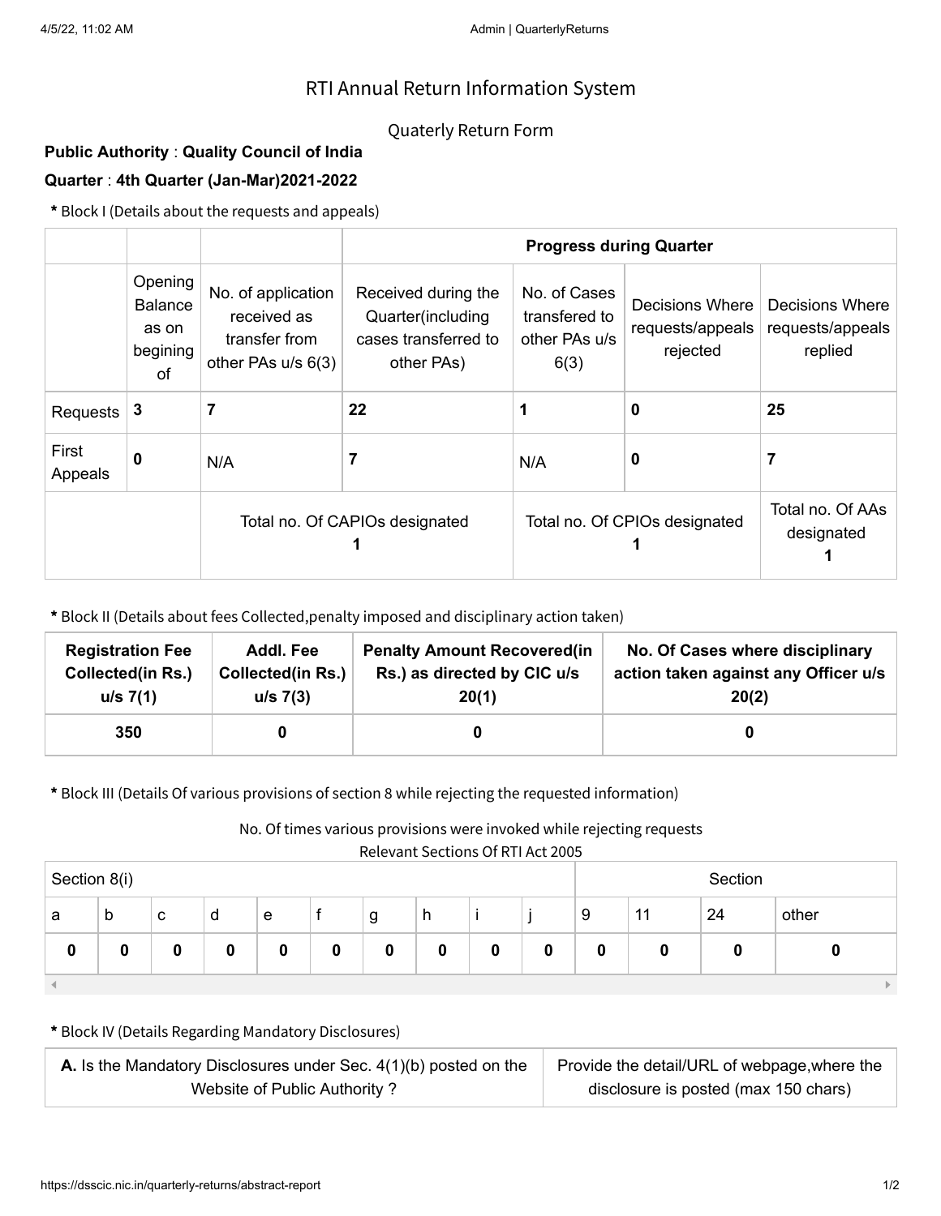# RTI Annual Return Information System

## Quaterly Return Form

**Public Authority** : **Quality Council of India**

**Quarter** : **4th Quarter (Jan-Mar)2021-2022**

**\*** Block I (Details about the requests and appeals)

| | | | Progress during Quarter | | | |
|---|---|---|---|---|---|---|
| | Opening Balance as on begining of | No. of application received as transfer from other PAs u/s 6(3) | Received during the Quarter(including cases transferred to other PAs) | No. of Cases transfered to other PAs u/s 6(3) | Decisions Where requests/appeals rejected | Decisions Where requests/appeals replied |
| Requests | **3** | **7** | **22** | **1** | **0** | **25** |
| First Appeals | **0** | N/A | **7** | N/A | **0** | **7** |
| | Total no. Of CAPIOs designated **1** | | | Total no. Of CPIOs designated **1** | | Total no. Of AAs designated **1** |

**\*** Block II (Details about fees Collected,penalty imposed and disciplinary action taken)

| Registration Fee Collected(in Rs.) u/s 7(1) | Addl. Fee Collected(in Rs.) u/s 7(3) | Penalty Amount Recovered(in Rs.) as directed by CIC u/s 20(1) | No. Of Cases where disciplinary action taken against any Officer u/s 20(2) |
|---|---|---|---|
| **350** | **0** | **0** | **0** |

**\*** Block III (Details Of various provisions of section 8 while rejecting the requested information)

No. Of times various provisions were invoked while rejecting requests

Relevant Sections Of RTI Act 2005

| Section 8(i) | | | | | | | | | | Section | | | |
|---|---|---|---|---|---|---|---|---|---|---|---|---|---|
| a | b | c | d | e | f | g | h | i | j | 9 | 11 | 24 | other |
| **0** | **0** | **0** | **0** | **0** | **0** | **0** | **0** | **0** | **0** | **0** | **0** | **0** | **0** |

**\*** Block IV (Details Regarding Mandatory Disclosures)

| **A.** Is the Mandatory Disclosures under Sec. 4(1)(b) posted on the Website of Public Authority ? | Provide the detail/URL of webpage,where the disclosure is posted (max 150 chars) |
|---|---|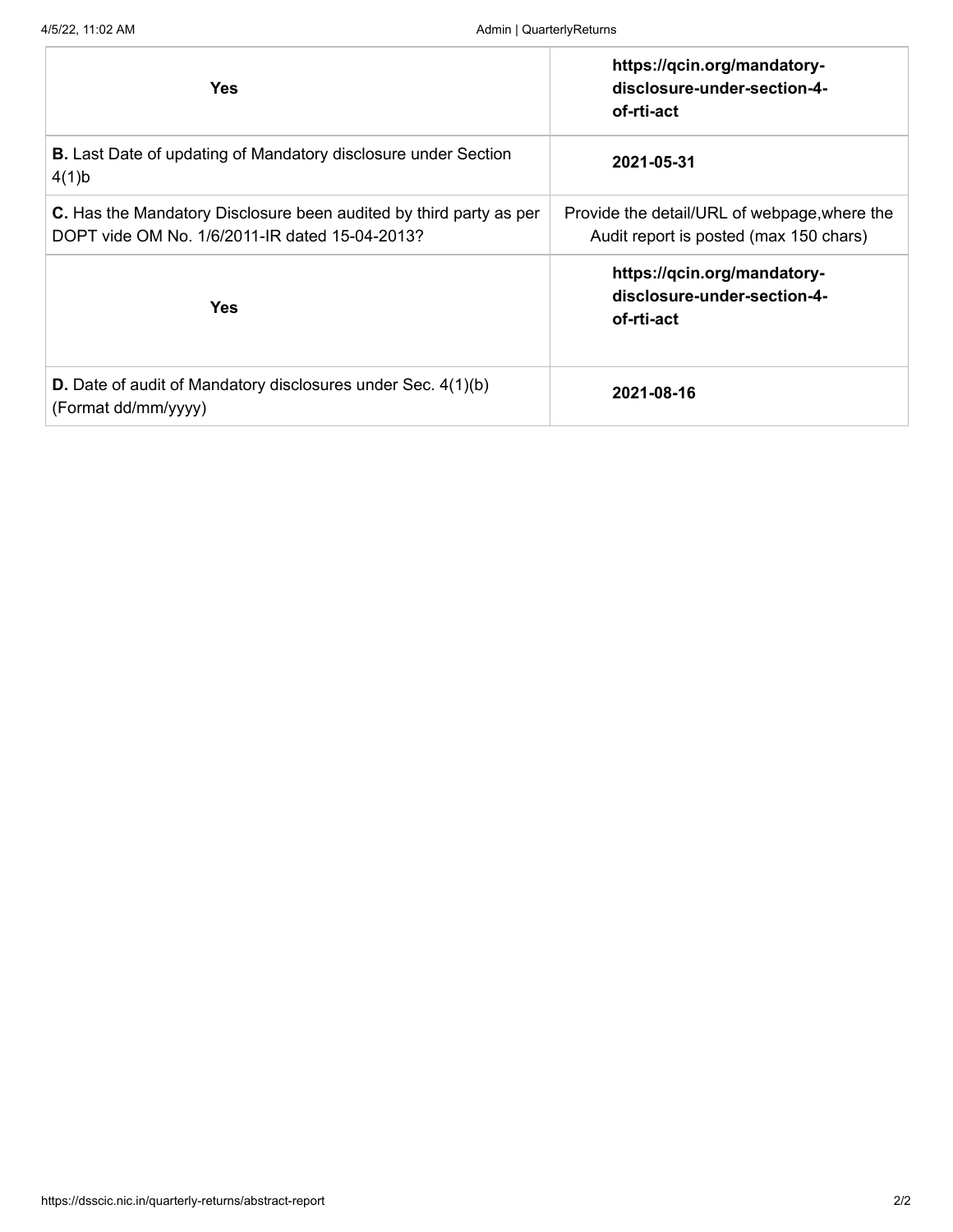| | |
|---|---|
| **Yes** | **https://qcin.org/mandatory-disclosure-under-section-4-of-rti-act** |
| **B.** Last Date of updating of Mandatory disclosure under Section 4(1)b | **2021-05-31** |
| **C.** Has the Mandatory Disclosure been audited by third party as per DOPT vide OM No. 1/6/2011-IR dated 15-04-2013? | Provide the detail/URL of webpage,where the Audit report is posted (max 150 chars) |
| **Yes** | **https://qcin.org/mandatory-disclosure-under-section-4-of-rti-act** |
| **D.** Date of audit of Mandatory disclosures under Sec. 4(1)(b) (Format dd/mm/yyyy) | **2021-08-16** |